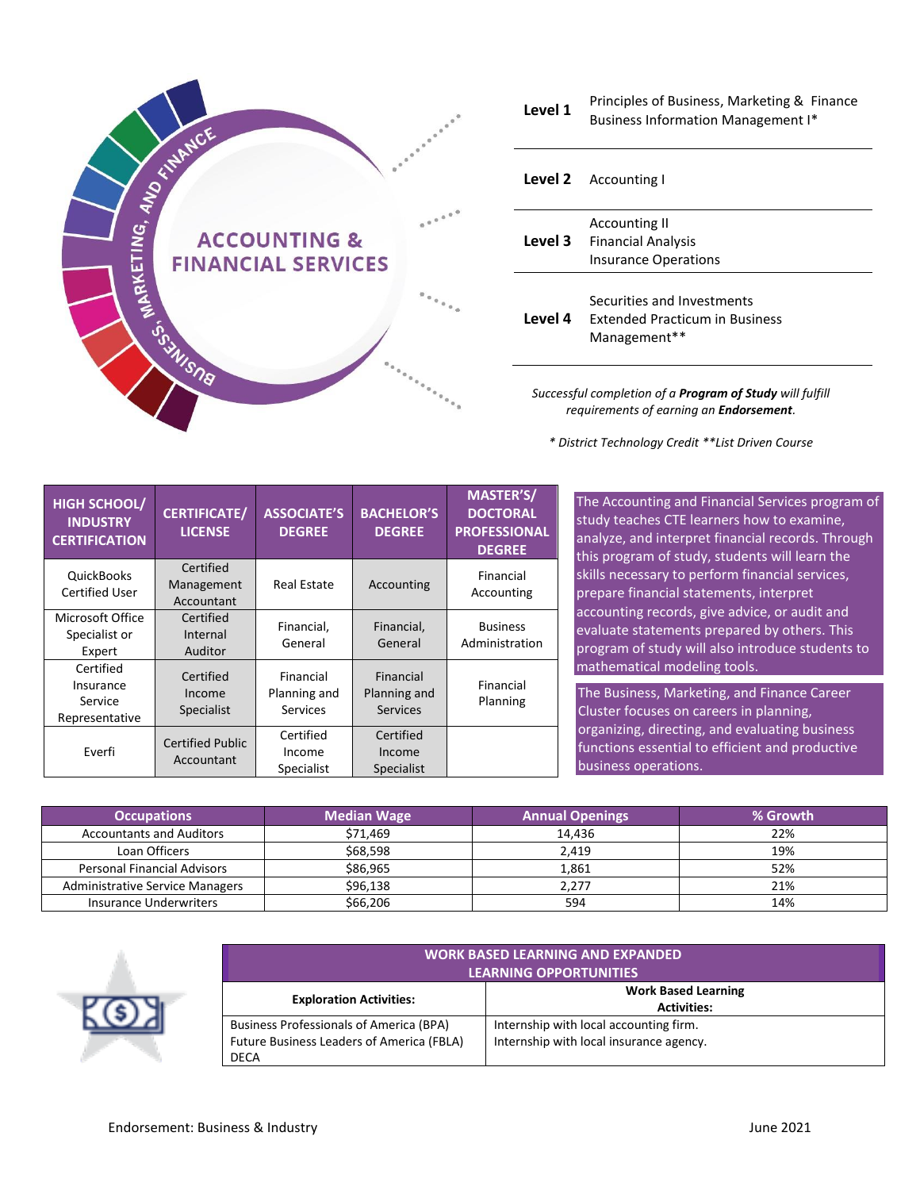# ACCOUNTING & FINANCIAL SERVICES

BUSINESS, MARKETING, AND FINANCE

| | |
|---|---|
| **Level 1** | Principles of Business, Marketing & Finance<br>Business Information Management I* |
| **Level 2** | Accounting I |
| **Level 3** | Accounting II<br>Financial Analysis<br>Insurance Operations |
| **Level 4** | Securities and Investments<br>Extended Practicum in Business Management** |

*Successful completion of a **Program of Study** will fulfill requirements of earning an **Endorsement**.*

*\* District Technology Credit \*\*List Driven Course*

| HIGH SCHOOL/ INDUSTRY CERTIFICATION | CERTIFICATE/ LICENSE | ASSOCIATE'S DEGREE | BACHELOR'S DEGREE | MASTER'S/ DOCTORAL PROFESSIONAL DEGREE |
|---|---|---|---|---|
| QuickBooks Certified User | Certified Management Accountant | Real Estate | Accounting | Financial Accounting |
| Microsoft Office Specialist or Expert | Certified Internal Auditor | Financial, General | Financial, General | Business Administration |
| Certified Insurance Service Representative | Certified Income Specialist | Financial Planning and Services | Financial Planning and Services | Financial Planning |
| Everfi | Certified Public Accountant | Certified Income Specialist | Certified Income Specialist | |

The Accounting and Financial Services program of study teaches CTE learners how to examine, analyze, and interpret financial records. Through this program of study, students will learn the skills necessary to perform financial services, prepare financial statements, interpret accounting records, give advice, or audit and evaluate statements prepared by others. This program of study will also introduce students to mathematical modeling tools.

The Business, Marketing, and Finance Career Cluster focuses on careers in planning, organizing, directing, and evaluating business functions essential to efficient and productive business operations.

| Occupations | Median Wage | Annual Openings | % Growth |
|---|---|---|---|
| Accountants and Auditors | $71,469 | 14,436 | 22% |
| Loan Officers | $68,598 | 2,419 | 19% |
| Personal Financial Advisors | $86,965 | 1,861 | 52% |
| Administrative Service Managers | $96,138 | 2,277 | 21% |
| Insurance Underwriters | $66,206 | 594 | 14% |

| WORK BASED LEARNING AND EXPANDED LEARNING OPPORTUNITIES | |
|---|---|
| **Exploration Activities:** | **Work Based Learning Activities:** |
| Business Professionals of America (BPA)<br>Future Business Leaders of America (FBLA)<br>DECA | Internship with local accounting firm.<br>Internship with local insurance agency. |

Endorsement: Business & Industry

June 2021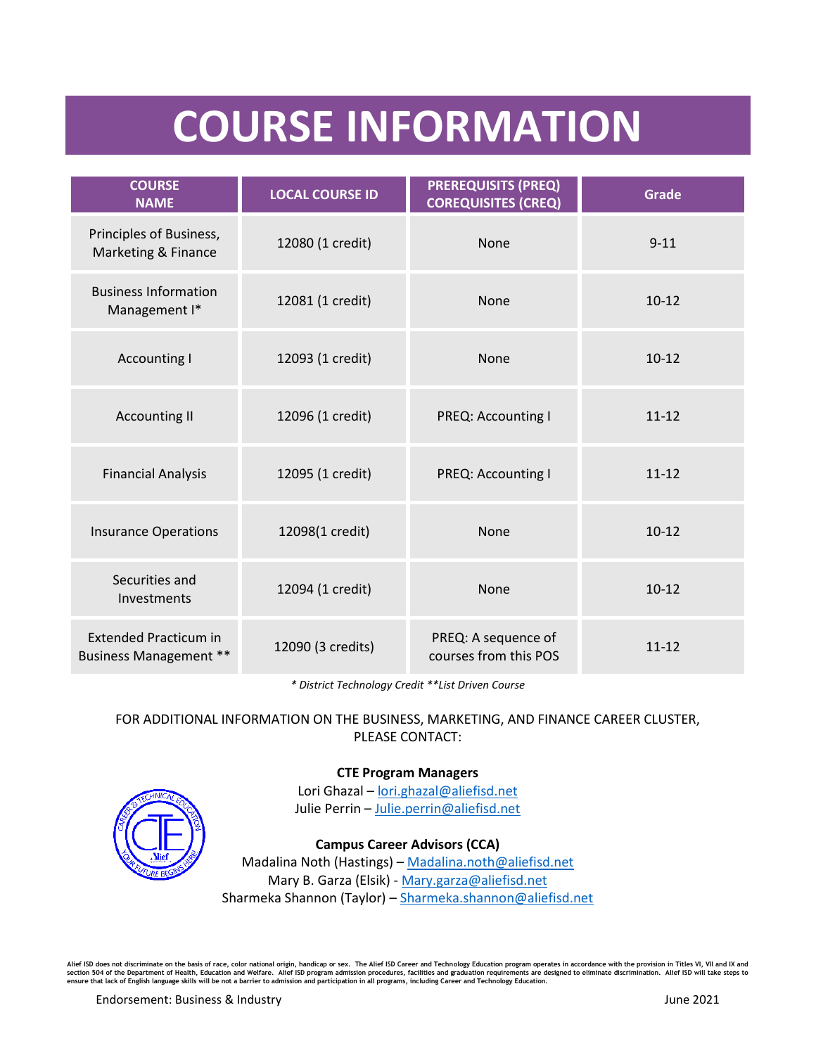# COURSE INFORMATION

| COURSE NAME | LOCAL COURSE ID | PREREQUISITS (PREQ) COREQUISITES (CREQ) | Grade |
|---|---|---|---|
| Principles of Business, Marketing & Finance | 12080 (1 credit) | None | 9-11 |
| Business Information Management I* | 12081 (1 credit) | None | 10-12 |
| Accounting I | 12093 (1 credit) | None | 10-12 |
| Accounting II | 12096 (1 credit) | PREQ: Accounting I | 11-12 |
| Financial Analysis | 12095 (1 credit) | PREQ: Accounting I | 11-12 |
| Insurance Operations | 12098(1 credit) | None | 10-12 |
| Securities and Investments | 12094 (1 credit) | None | 10-12 |
| Extended Practicum in Business Management ** | 12090 (3 credits) | PREQ: A sequence of courses from this POS | 11-12 |

*\* District Technology Credit \*\*List Driven Course*

FOR ADDITIONAL INFORMATION ON THE BUSINESS, MARKETING, AND FINANCE CAREER CLUSTER, PLEASE CONTACT:

**CTE Program Managers**

Lori Ghazal – lori.ghazal@aliefisd.net
Julie Perrin – Julie.perrin@aliefisd.net

**Campus Career Advisors (CCA)**

Madalina Noth (Hastings) – Madalina.noth@aliefisd.net
Mary B. Garza (Elsik) - Mary.garza@aliefisd.net
Sharmeka Shannon (Taylor) – Sharmeka.shannon@aliefisd.net

Alief ISD does not discriminate on the basis of race, color national origin, handicap or sex. The Alief ISD Career and Technology Education program operates in accordance with the provision in Titles VI, VII and IX and section 504 of the Department of Health, Education and Welfare. Alief ISD program admission procedures, facilities and graduation requirements are designed to eliminate discrimination. Alief ISD will take steps to ensure that lack of English language skills will be not a barrier to admission and participation in all programs, including Career and Technology Education.

Endorsement: Business & Industry

June 2021